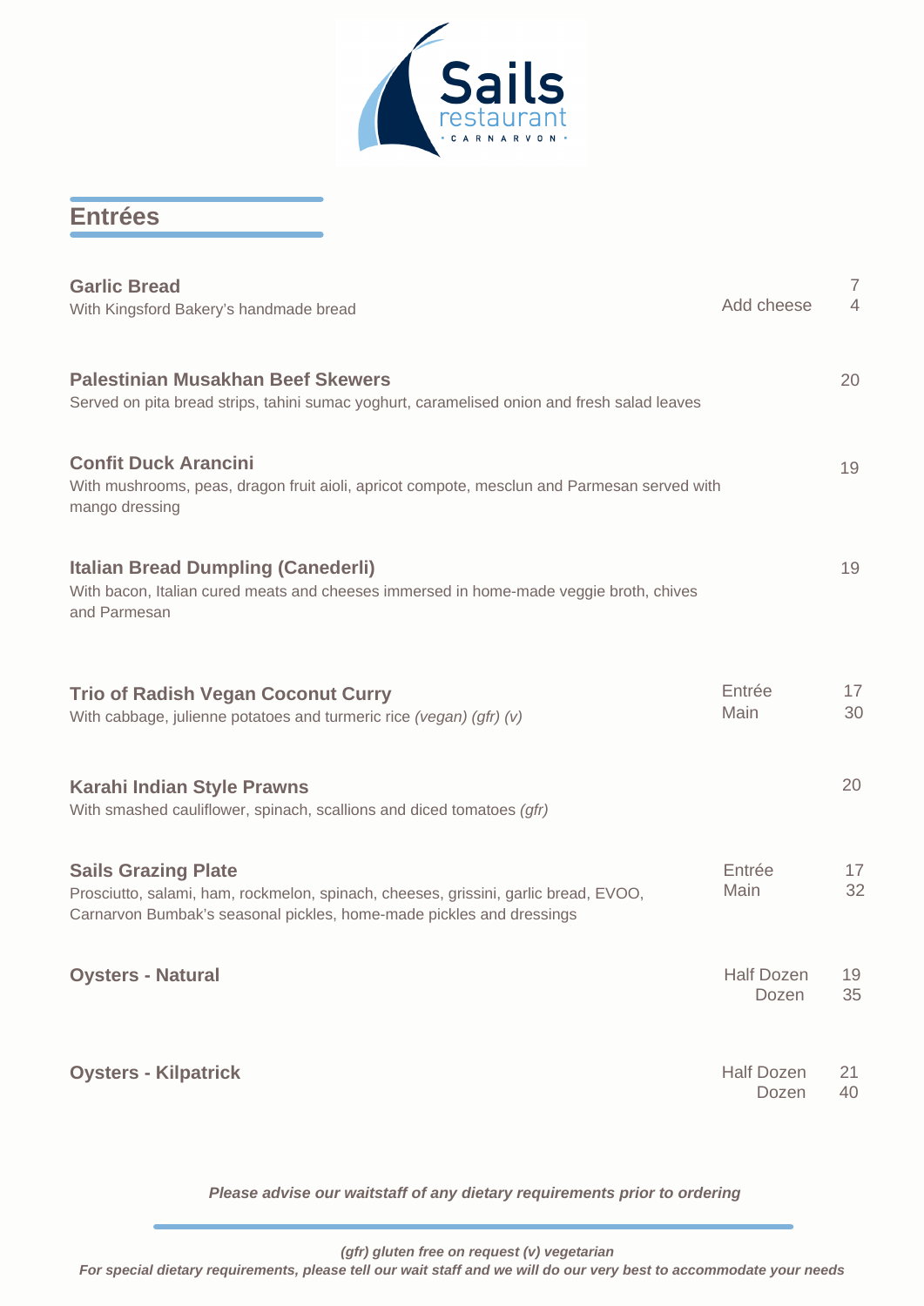# Sails restaurant

CARNARVON

## Entrées

**Garlic Bread** 7
With Kingsford Bakery's handmade bread
Add cheese 4

**Palestinian Musakhan Beef Skewers** 20
Served on pita bread strips, tahini sumac yoghurt, caramelised onion and fresh salad leaves

**Confit Duck Arancini** 19
With mushrooms, peas, dragon fruit aioli, apricot compote, mesclun and Parmesan served with mango dressing

**Italian Bread Dumpling (Canederli)** 19
With bacon, Italian cured meats and cheeses immersed in home-made veggie broth, chives and Parmesan

**Trio of Radish Vegan Coconut Curry**
With cabbage, julienne potatoes and turmeric rice *(vegan) (gfr) (v)*
Entrée 17
Main 30

**Karahi Indian Style Prawns** 20
With smashed cauliflower, spinach, scallions and diced tomatoes *(gfr)*

**Sails Grazing Plate**
Prosciutto, salami, ham, rockmelon, spinach, cheeses, grissini, garlic bread, EVOO, Carnarvon Bumbak's seasonal pickles, home-made pickles and dressings
Entrée 17
Main 32

**Oysters - Natural**
Half Dozen 19
Dozen 35

**Oysters - Kilpatrick**
Half Dozen 21
Dozen 40

***Please advise our waitstaff of any dietary requirements prior to ordering***

***(gfr) gluten free on request (v) vegetarian***
***For special dietary requirements, please tell our wait staff and we will do our very best to accommodate your needs***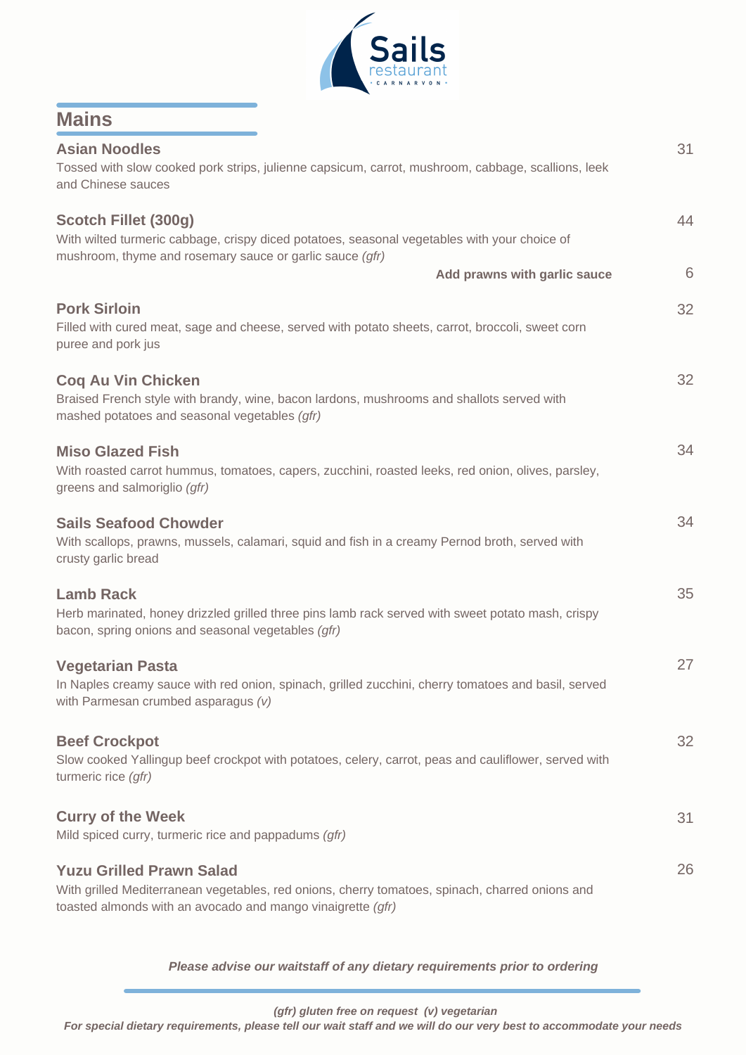Sails restaurant · CARNARVON ·

## Mains

**Asian Noodles** — 31
Tossed with slow cooked pork strips, julienne capsicum, carrot, mushroom, cabbage, scallions, leek and Chinese sauces

**Scotch Fillet (300g)** — 44
With wilted turmeric cabbage, crispy diced potatoes, seasonal vegetables with your choice of mushroom, thyme and rosemary sauce or garlic sauce *(gfr)*
**Add prawns with garlic sauce** — 6

**Pork Sirloin** — 32
Filled with cured meat, sage and cheese, served with potato sheets, carrot, broccoli, sweet corn puree and pork jus

**Coq Au Vin Chicken** — 32
Braised French style with brandy, wine, bacon lardons, mushrooms and shallots served with mashed potatoes and seasonal vegetables *(gfr)*

**Miso Glazed Fish** — 34
With roasted carrot hummus, tomatoes, capers, zucchini, roasted leeks, red onion, olives, parsley, greens and salmoriglio *(gfr)*

**Sails Seafood Chowder** — 34
With scallops, prawns, mussels, calamari, squid and fish in a creamy Pernod broth, served with crusty garlic bread

**Lamb Rack** — 35
Herb marinated, honey drizzled grilled three pins lamb rack served with sweet potato mash, crispy bacon, spring onions and seasonal vegetables *(gfr)*

**Vegetarian Pasta** — 27
In Naples creamy sauce with red onion, spinach, grilled zucchini, cherry tomatoes and basil, served with Parmesan crumbed asparagus *(v)*

**Beef Crockpot** — 32
Slow cooked Yallingup beef crockpot with potatoes, celery, carrot, peas and cauliflower, served with turmeric rice *(gfr)*

**Curry of the Week** — 31
Mild spiced curry, turmeric rice and pappadums *(gfr)*

**Yuzu Grilled Prawn Salad** — 26
With grilled Mediterranean vegetables, red onions, cherry tomatoes, spinach, charred onions and toasted almonds with an avocado and mango vinaigrette *(gfr)*

***Please advise our waitstaff of any dietary requirements prior to ordering***

***(gfr) gluten free on request (v) vegetarian***
***For special dietary requirements, please tell our wait staff and we will do our very best to accommodate your needs***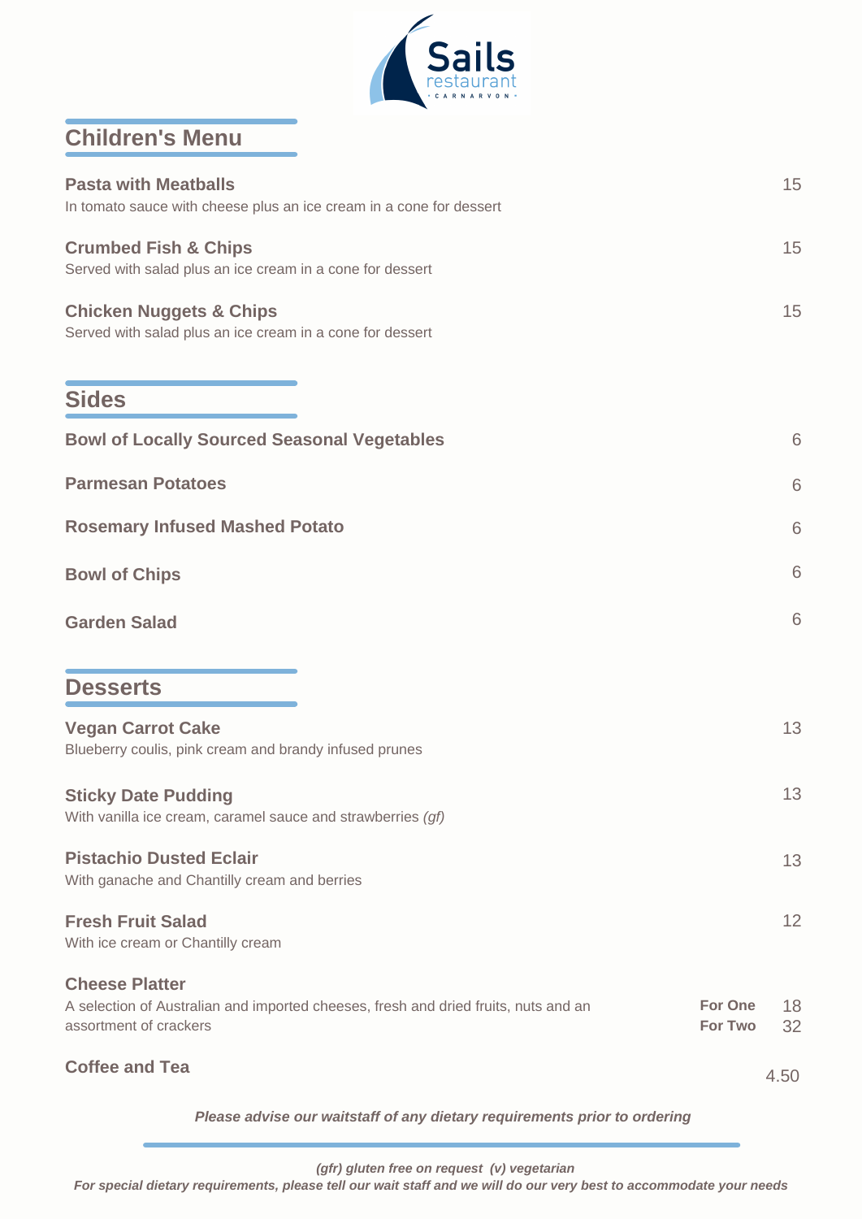Sails restaurant CARNARVON

## Children's Menu

**Pasta with Meatballs** 15
In tomato sauce with cheese plus an ice cream in a cone for dessert

**Crumbed Fish & Chips** 15
Served with salad plus an ice cream in a cone for dessert

**Chicken Nuggets & Chips** 15
Served with salad plus an ice cream in a cone for dessert

## Sides

**Bowl of Locally Sourced Seasonal Vegetables** 6

**Parmesan Potatoes** 6

**Rosemary Infused Mashed Potato** 6

**Bowl of Chips** 6

**Garden Salad** 6

## Desserts

**Vegan Carrot Cake** 13
Blueberry coulis, pink cream and brandy infused prunes

**Sticky Date Pudding** 13
With vanilla ice cream, caramel sauce and strawberries *(gf)*

**Pistachio Dusted Eclair** 13
With ganache and Chantilly cream and berries

**Fresh Fruit Salad** 12
With ice cream or Chantilly cream

**Cheese Platter**
A selection of Australian and imported cheeses, fresh and dried fruits, nuts and an assortment of crackers
**For One** 18
**For Two** 32

**Coffee and Tea** 4.50

***Please advise our waitstaff of any dietary requirements prior to ordering***

***(gfr) gluten free on request (v) vegetarian***
***For special dietary requirements, please tell our wait staff and we will do our very best to accommodate your needs***